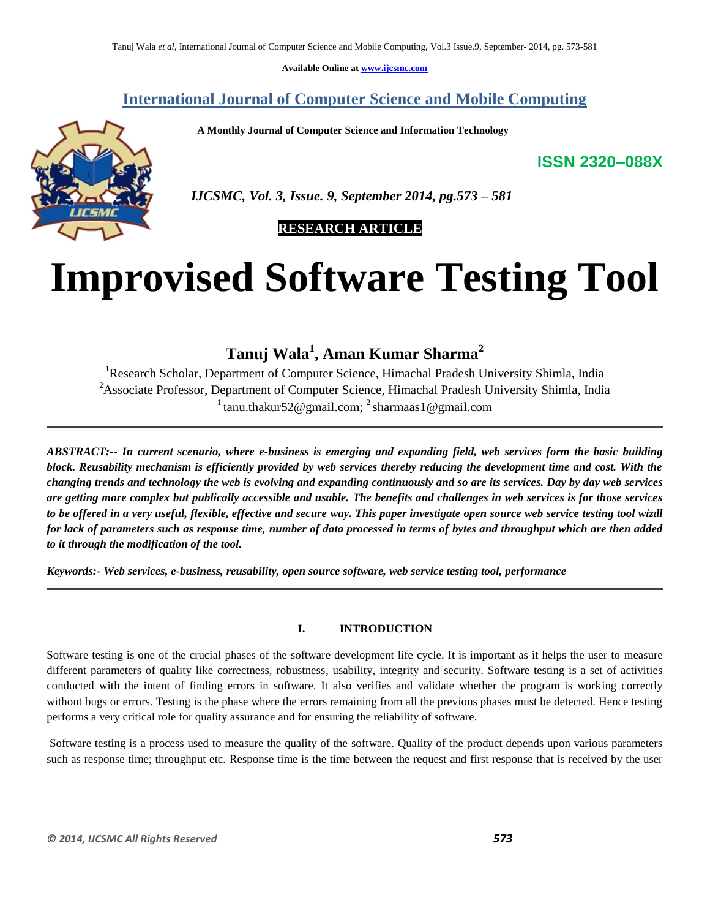Available Online at www.ijcsmc.com

## International Journal of Computer Science and Mobile Computing

**A Monthly Journal of Computer Science and Information Technology**

**ISSN 2320–088X**

*IJCSMC, Vol. 3, Issue. 9, September 2014, pg.573 – 581*

**RESEARCH ARTICLE**

# Improvised Software Testing Tool

**Tanuj Wala[1], Aman Kumar Sharma[2]**

[1]Research Scholar, Department of Computer Science, Himachal Pradesh University Shimla, India
[2]Associate Professor, Department of Computer Science, Himachal Pradesh University Shimla, India
[1] tanu.thakur52@gmail.com; [2] sharmaas1@gmail.com

***ABSTRACT:-- In current scenario, where e-business is emerging and expanding field, web services form the basic building block. Reusability mechanism is efficiently provided by web services thereby reducing the development time and cost. With the changing trends and technology the web is evolving and expanding continuously and so are its services. Day by day web services are getting more complex but publically accessible and usable. The benefits and challenges in web services is for those services to be offered in a very useful, flexible, effective and secure way. This paper investigate open source web service testing tool wizdl for lack of parameters such as response time, number of data processed in terms of bytes and throughput which are then added to it through the modification of the tool.***

***Keywords:- Web services, e-business, reusability, open source software, web service testing tool, performance***

## I. INTRODUCTION

Software testing is one of the crucial phases of the software development life cycle. It is important as it helps the user to measure different parameters of quality like correctness, robustness, usability, integrity and security. Software testing is a set of activities conducted with the intent of finding errors in software. It also verifies and validate whether the program is working correctly without bugs or errors. Testing is the phase where the errors remaining from all the previous phases must be detected. Hence testing performs a very critical role for quality assurance and for ensuring the reliability of software.

Software testing is a process used to measure the quality of the software. Quality of the product depends upon various parameters such as response time; throughput etc. Response time is the time between the request and first response that is received by the user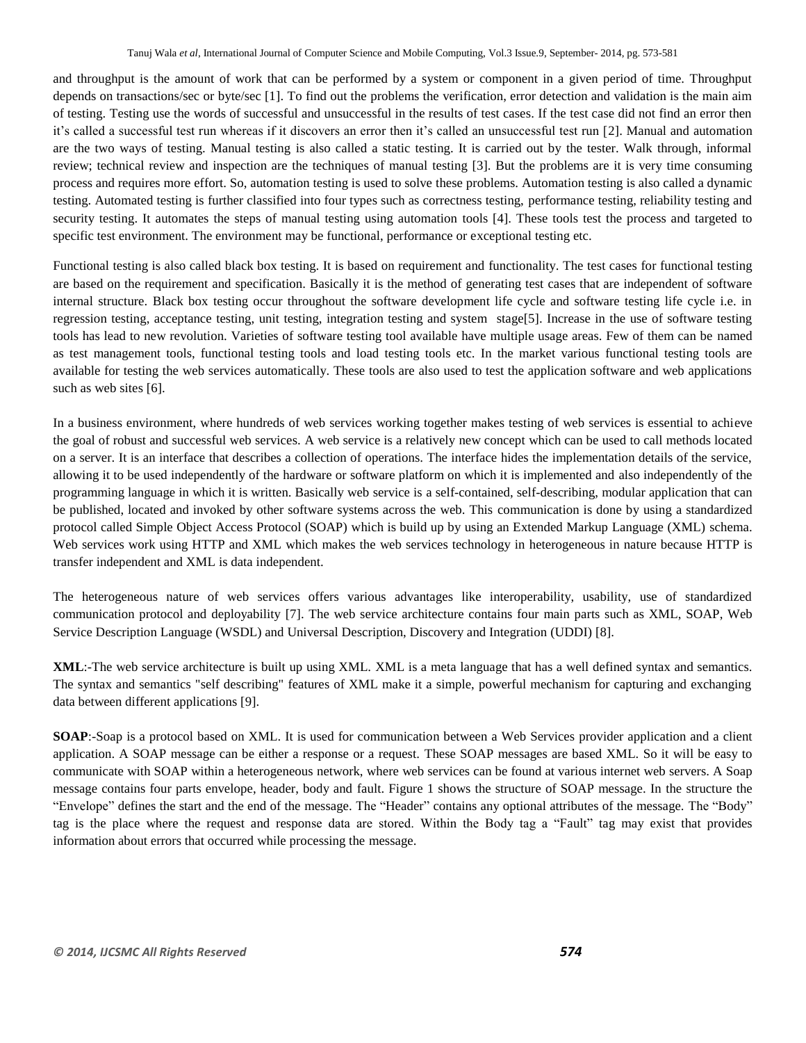and throughput is the amount of work that can be performed by a system or component in a given period of time. Throughput depends on transactions/sec or byte/sec [1]. To find out the problems the verification, error detection and validation is the main aim of testing. Testing use the words of successful and unsuccessful in the results of test cases. If the test case did not find an error then it's called a successful test run whereas if it discovers an error then it's called an unsuccessful test run [2]. Manual and automation are the two ways of testing. Manual testing is also called a static testing. It is carried out by the tester. Walk through, informal review; technical review and inspection are the techniques of manual testing [3]. But the problems are it is very time consuming process and requires more effort. So, automation testing is used to solve these problems. Automation testing is also called a dynamic testing. Automated testing is further classified into four types such as correctness testing, performance testing, reliability testing and security testing. It automates the steps of manual testing using automation tools [4]. These tools test the process and targeted to specific test environment. The environment may be functional, performance or exceptional testing etc.

Functional testing is also called black box testing. It is based on requirement and functionality. The test cases for functional testing are based on the requirement and specification. Basically it is the method of generating test cases that are independent of software internal structure. Black box testing occur throughout the software development life cycle and software testing life cycle i.e. in regression testing, acceptance testing, unit testing, integration testing and system stage[5]. Increase in the use of software testing tools has lead to new revolution. Varieties of software testing tool available have multiple usage areas. Few of them can be named as test management tools, functional testing tools and load testing tools etc. In the market various functional testing tools are available for testing the web services automatically. These tools are also used to test the application software and web applications such as web sites [6].

In a business environment, where hundreds of web services working together makes testing of web services is essential to achieve the goal of robust and successful web services. A web service is a relatively new concept which can be used to call methods located on a server. It is an interface that describes a collection of operations. The interface hides the implementation details of the service, allowing it to be used independently of the hardware or software platform on which it is implemented and also independently of the programming language in which it is written. Basically web service is a self-contained, self-describing, modular application that can be published, located and invoked by other software systems across the web. This communication is done by using a standardized protocol called Simple Object Access Protocol (SOAP) which is build up by using an Extended Markup Language (XML) schema. Web services work using HTTP and XML which makes the web services technology in heterogeneous in nature because HTTP is transfer independent and XML is data independent.

The heterogeneous nature of web services offers various advantages like interoperability, usability, use of standardized communication protocol and deployability [7]. The web service architecture contains four main parts such as XML, SOAP, Web Service Description Language (WSDL) and Universal Description, Discovery and Integration (UDDI) [8].

**XML**:-The web service architecture is built up using XML. XML is a meta language that has a well defined syntax and semantics. The syntax and semantics "self describing" features of XML make it a simple, powerful mechanism for capturing and exchanging data between different applications [9].

**SOAP**:-Soap is a protocol based on XML. It is used for communication between a Web Services provider application and a client application. A SOAP message can be either a response or a request. These SOAP messages are based XML. So it will be easy to communicate with SOAP within a heterogeneous network, where web services can be found at various internet web servers. A Soap message contains four parts envelope, header, body and fault. Figure 1 shows the structure of SOAP message. In the structure the "Envelope" defines the start and the end of the message. The "Header" contains any optional attributes of the message. The "Body" tag is the place where the request and response data are stored. Within the Body tag a "Fault" tag may exist that provides information about errors that occurred while processing the message.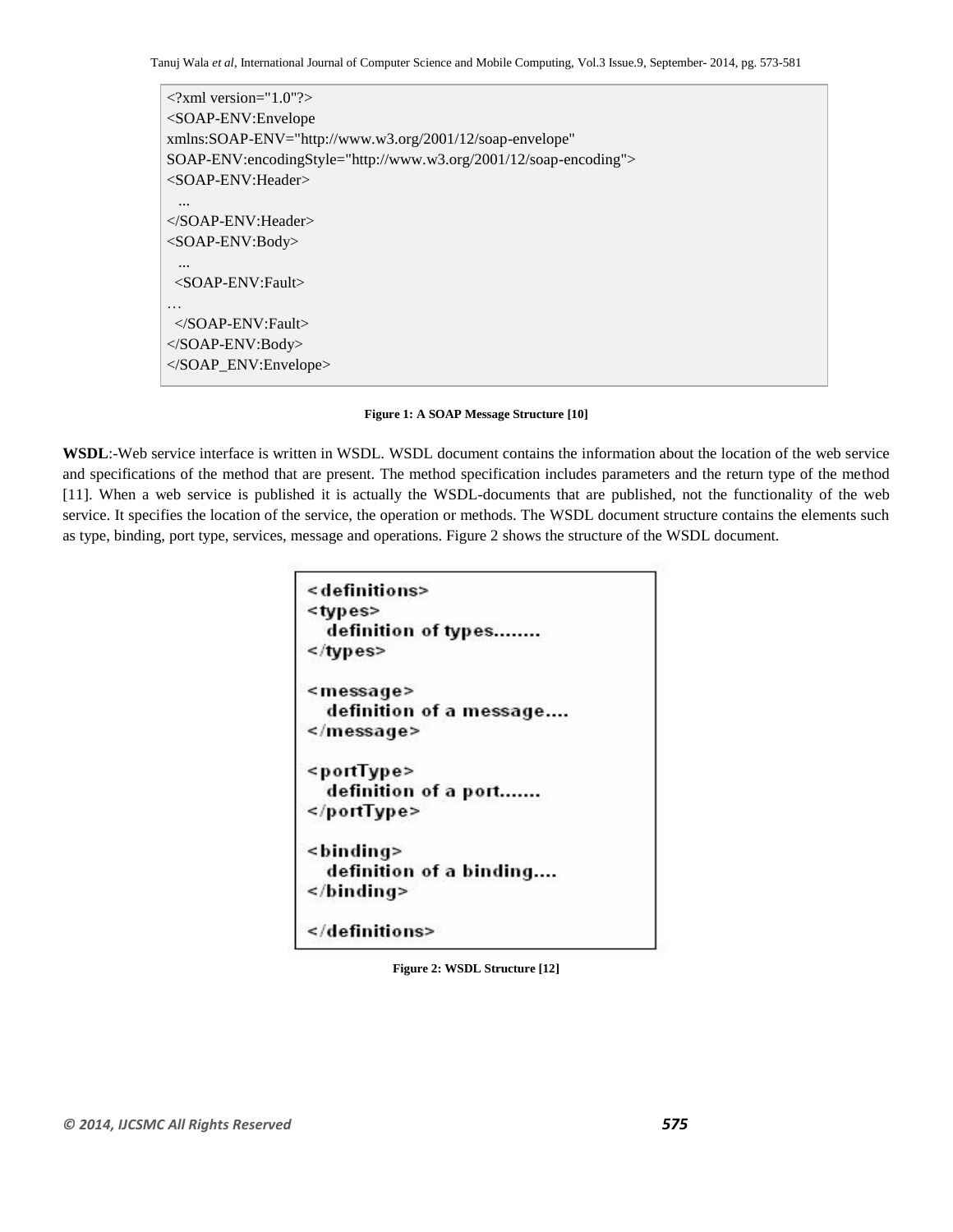```
<?xml version="1.0"?>
<SOAP-ENV:Envelope
xmlns:SOAP-ENV="http://www.w3.org/2001/12/soap-envelope"
SOAP-ENV:encodingStyle="http://www.w3.org/2001/12/soap-encoding">
<SOAP-ENV:Header>
  ...
</SOAP-ENV:Header>
<SOAP-ENV:Body>
  ...
  <SOAP-ENV:Fault>
…
  </SOAP-ENV:Fault>
</SOAP-ENV:Body>
</SOAP_ENV:Envelope>
```

**Figure 1: A SOAP Message Structure [10]**

**WSDL**:-Web service interface is written in WSDL. WSDL document contains the information about the location of the web service and specifications of the method that are present. The method specification includes parameters and the return type of the method [11]. When a web service is published it is actually the WSDL-documents that are published, not the functionality of the web service. It specifies the location of the service, the operation or methods. The WSDL document structure contains the elements such as type, binding, port type, services, message and operations. Figure 2 shows the structure of the WSDL document.

```
<definitions>
<types>
  definition of types........
</types>

<message>
  definition of a message....
</message>

<portType>
  definition of a port.......
</portType>

<binding>
  definition of a binding....
</binding>

</definitions>
```

**Figure 2: WSDL Structure [12]**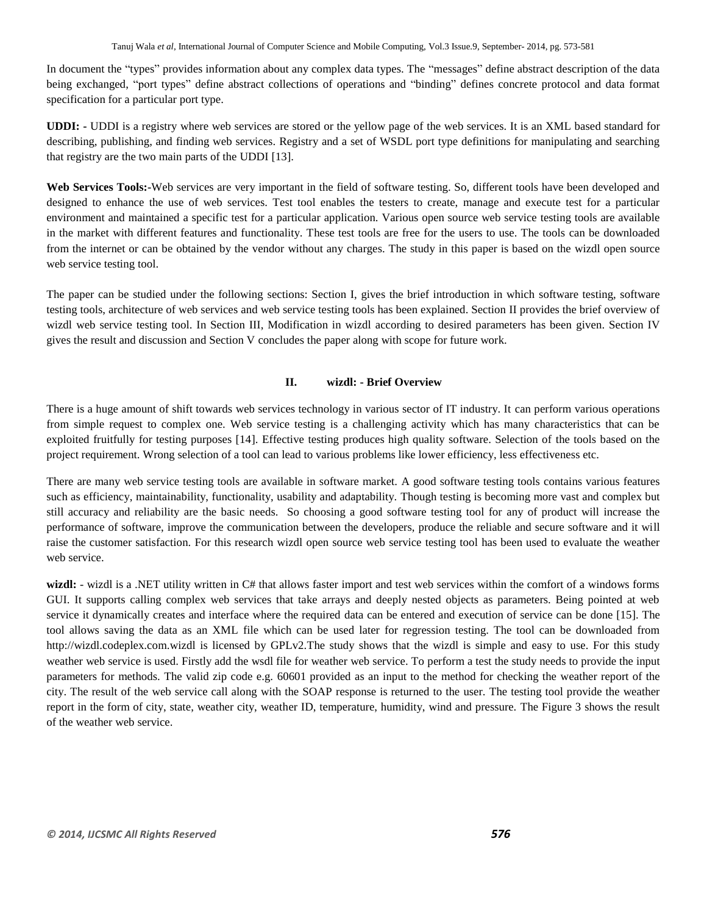In document the "types" provides information about any complex data types. The "messages" define abstract description of the data being exchanged, "port types" define abstract collections of operations and "binding" defines concrete protocol and data format specification for a particular port type.

**UDDI: -** UDDI is a registry where web services are stored or the yellow page of the web services. It is an XML based standard for describing, publishing, and finding web services. Registry and a set of WSDL port type definitions for manipulating and searching that registry are the two main parts of the UDDI [13].

**Web Services Tools:-**Web services are very important in the field of software testing. So, different tools have been developed and designed to enhance the use of web services. Test tool enables the testers to create, manage and execute test for a particular environment and maintained a specific test for a particular application. Various open source web service testing tools are available in the market with different features and functionality. These test tools are free for the users to use. The tools can be downloaded from the internet or can be obtained by the vendor without any charges. The study in this paper is based on the wizdl open source web service testing tool.

The paper can be studied under the following sections: Section I, gives the brief introduction in which software testing, software testing tools, architecture of web services and web service testing tools has been explained. Section II provides the brief overview of wizdl web service testing tool. In Section III, Modification in wizdl according to desired parameters has been given. Section IV gives the result and discussion and Section V concludes the paper along with scope for future work.

## II. wizdl: - Brief Overview

There is a huge amount of shift towards web services technology in various sector of IT industry. It can perform various operations from simple request to complex one. Web service testing is a challenging activity which has many characteristics that can be exploited fruitfully for testing purposes [14]. Effective testing produces high quality software. Selection of the tools based on the project requirement. Wrong selection of a tool can lead to various problems like lower efficiency, less effectiveness etc.

There are many web service testing tools are available in software market. A good software testing tools contains various features such as efficiency, maintainability, functionality, usability and adaptability. Though testing is becoming more vast and complex but still accuracy and reliability are the basic needs. So choosing a good software testing tool for any of product will increase the performance of software, improve the communication between the developers, produce the reliable and secure software and it will raise the customer satisfaction. For this research wizdl open source web service testing tool has been used to evaluate the weather web service.

**wizdl:** - wizdl is a .NET utility written in C# that allows faster import and test web services within the comfort of a windows forms GUI. It supports calling complex web services that take arrays and deeply nested objects as parameters. Being pointed at web service it dynamically creates and interface where the required data can be entered and execution of service can be done [15]. The tool allows saving the data as an XML file which can be used later for regression testing. The tool can be downloaded from http://wizdl.codeplex.com.wizdl is licensed by GPLv2.The study shows that the wizdl is simple and easy to use. For this study weather web service is used. Firstly add the wsdl file for weather web service. To perform a test the study needs to provide the input parameters for methods. The valid zip code e.g. 60601 provided as an input to the method for checking the weather report of the city. The result of the web service call along with the SOAP response is returned to the user. The testing tool provide the weather report in the form of city, state, weather city, weather ID, temperature, humidity, wind and pressure. The Figure 3 shows the result of the weather web service.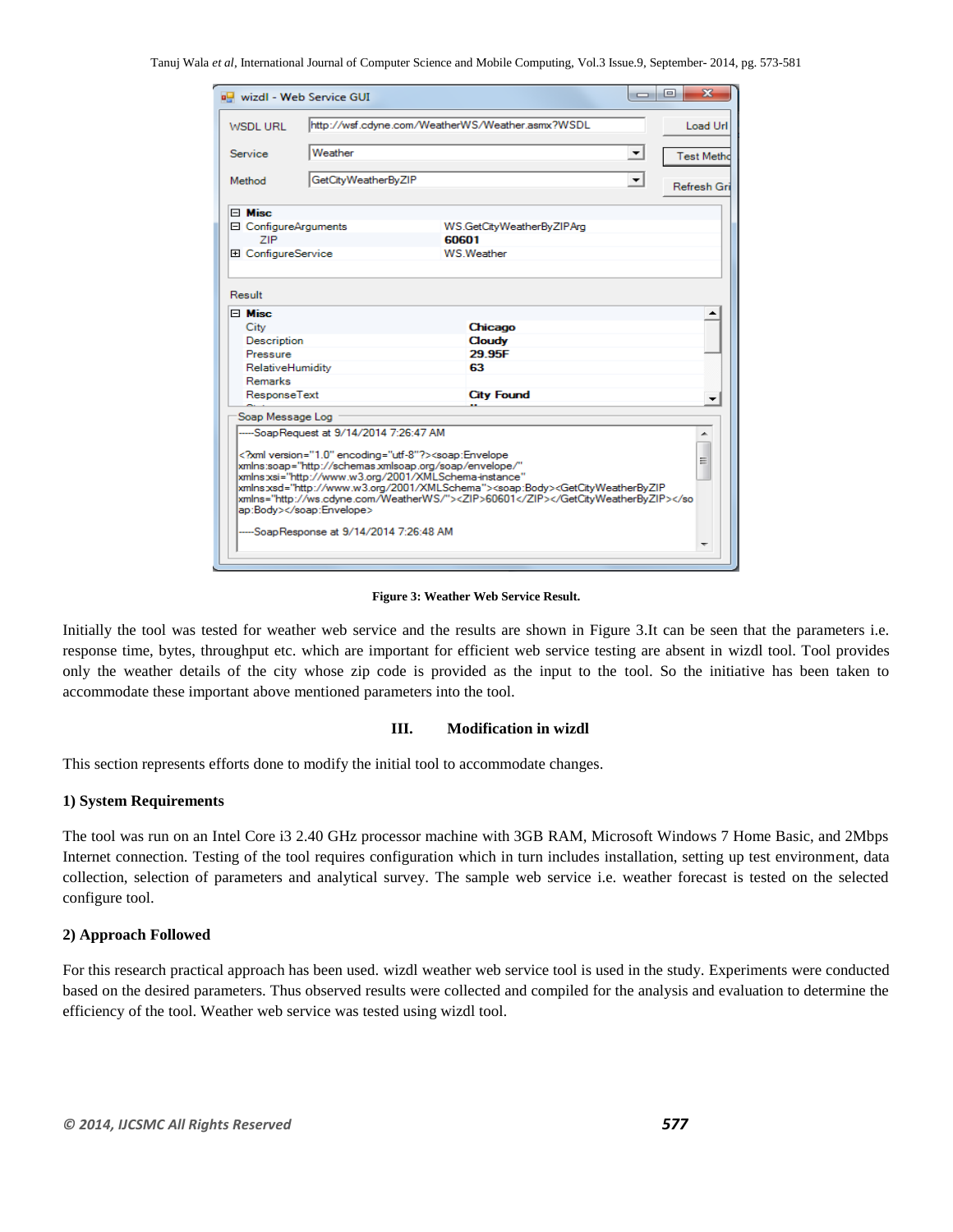Figure 3: Weather Web Service Result.

Initially the tool was tested for weather web service and the results are shown in Figure 3.It can be seen that the parameters i.e. response time, bytes, throughput etc. which are important for efficient web service testing are absent in wizdl tool. Tool provides only the weather details of the city whose zip code is provided as the input to the tool. So the initiative has been taken to accommodate these important above mentioned parameters into the tool.

## III. Modification in wizdl

This section represents efforts done to modify the initial tool to accommodate changes.

### 1) System Requirements

The tool was run on an Intel Core i3 2.40 GHz processor machine with 3GB RAM, Microsoft Windows 7 Home Basic, and 2Mbps Internet connection. Testing of the tool requires configuration which in turn includes installation, setting up test environment, data collection, selection of parameters and analytical survey. The sample web service i.e. weather forecast is tested on the selected configure tool.

### 2) Approach Followed

For this research practical approach has been used. wizdl weather web service tool is used in the study. Experiments were conducted based on the desired parameters. Thus observed results were collected and compiled for the analysis and evaluation to determine the efficiency of the tool. Weather web service was tested using wizdl tool.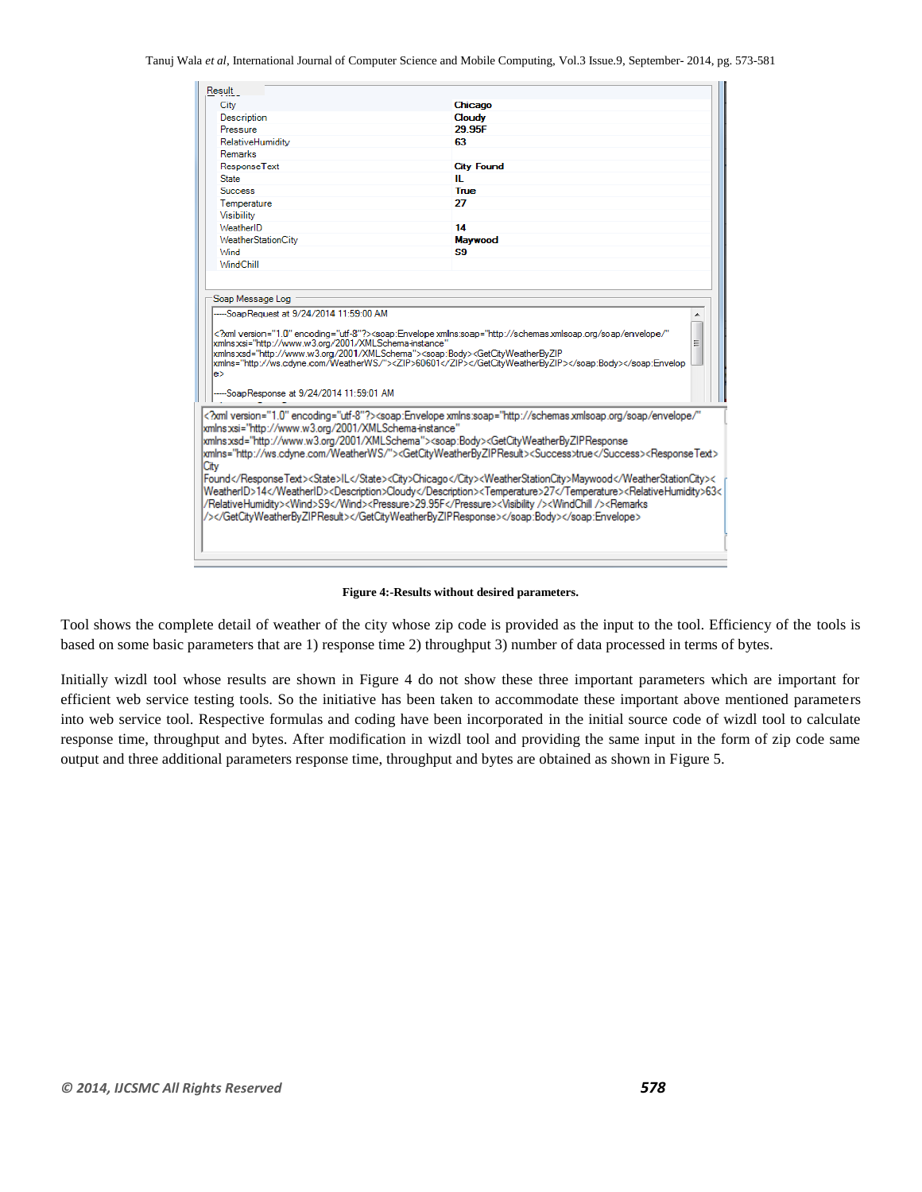| Result | |
|---|---|
| City | Chicago |
| Description | Cloudy |
| Pressure | 29.95F |
| RelativeHumidity | 63 |
| Remarks | |
| ResponseText | City Found |
| State | IL |
| Success | True |
| Temperature | 27 |
| Visibility | |
| WeatherID | 14 |
| WeatherStationCity | Maywood |
| Wind | S9 |
| WindChill | |

Soap Message Log

```
----SoapRequest at 9/24/2014 11:59:00 AM

<?xml version="1.0" encoding="utf-8"?><soap:Envelope xmlns:soap="http://schemas.xmlsoap.org/soap/envelope/"
xmlns:xsi="http://www.w3.org/2001/XMLSchema-instance"
xmlns:xsd="http://www.w3.org/2001/XMLSchema"><soap:Body><GetCityWeatherByZIP
xmlns="http://ws.cdyne.com/WeatherWS/"><ZIP>60601</ZIP></GetCityWeatherByZIP></soap:Body></soap:Envelop
e>

----SoapResponse at 9/24/2014 11:59:01 AM
```

```
<?xml version="1.0" encoding="utf-8"?><soap:Envelope xmlns:soap="http://schemas.xmlsoap.org/soap/envelope/"
xmlns:xsi="http://www.w3.org/2001/XMLSchema-instance"
xmlns:xsd="http://www.w3.org/2001/XMLSchema"><soap:Body><GetCityWeatherByZIPResponse
xmlns="http://ws.cdyne.com/WeatherWS/"><GetCityWeatherByZIPResult><Success>true</Success><ResponseText>
City
Found</ResponseText><State>IL</State><City>Chicago</City><WeatherStationCity>Maywood</WeatherStationCity><
WeatherID>14</WeatherID><Description>Cloudy</Description><Temperature>27</Temperature><RelativeHumidity>63<
/RelativeHumidity><Wind>S9</Wind><Pressure>29.95F</Pressure><Visibility /><WindChill /><Remarks
/></GetCityWeatherByZIPResult></GetCityWeatherByZIPResponse></soap:Body></soap:Envelope>
```

**Figure 4:-Results without desired parameters.**

Tool shows the complete detail of weather of the city whose zip code is provided as the input to the tool. Efficiency of the tools is based on some basic parameters that are 1) response time 2) throughput 3) number of data processed in terms of bytes.

Initially wizdl tool whose results are shown in Figure 4 do not show these three important parameters which are important for efficient web service testing tools. So the initiative has been taken to accommodate these important above mentioned parameters into web service tool. Respective formulas and coding have been incorporated in the initial source code of wizdl tool to calculate response time, throughput and bytes. After modification in wizdl tool and providing the same input in the form of zip code same output and three additional parameters response time, throughput and bytes are obtained as shown in Figure 5.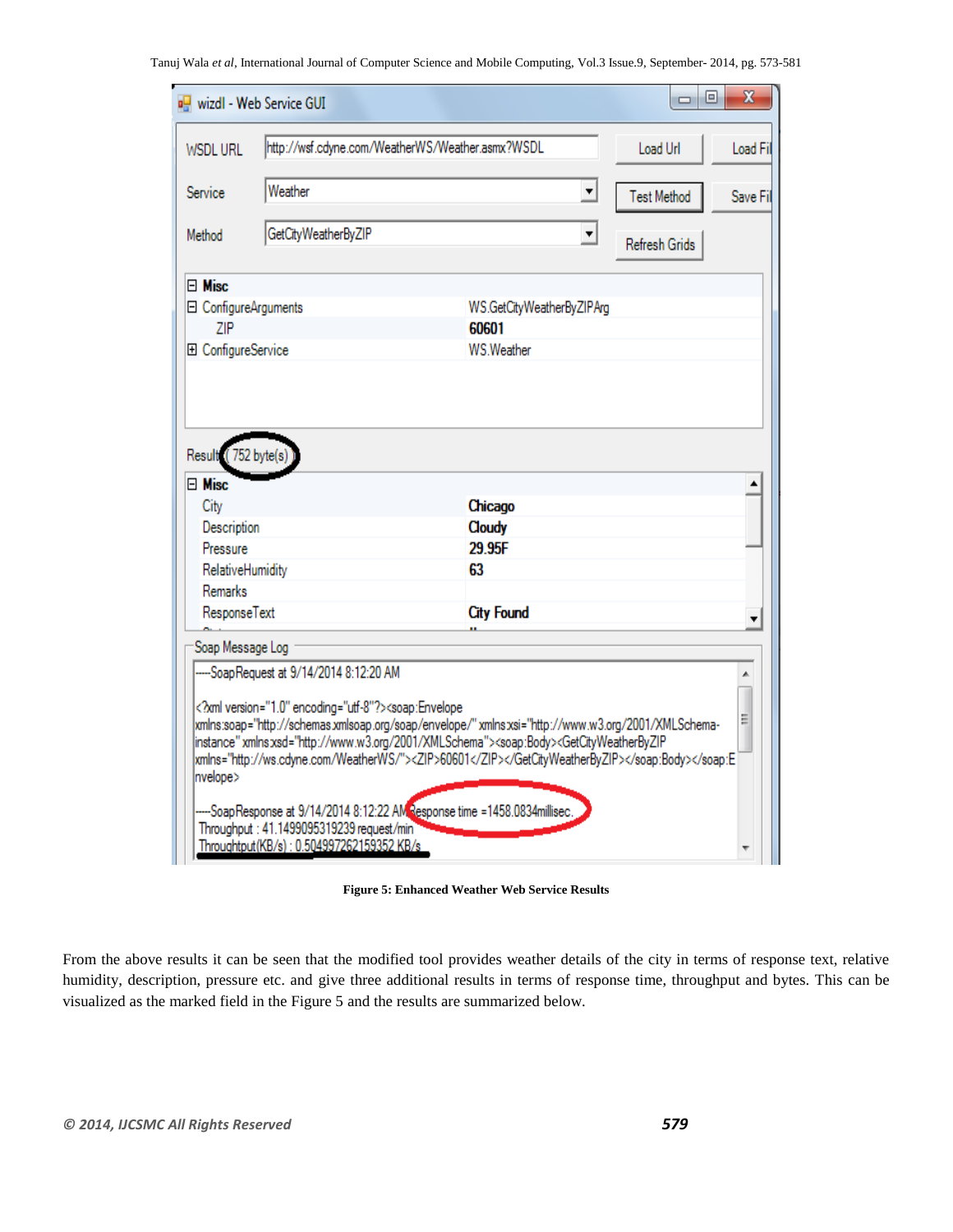Figure 5: Enhanced Weather Web Service Results

From the above results it can be seen that the modified tool provides weather details of the city in terms of response text, relative humidity, description, pressure etc. and give three additional results in terms of response time, throughput and bytes. This can be visualized as the marked field in the Figure 5 and the results are summarized below.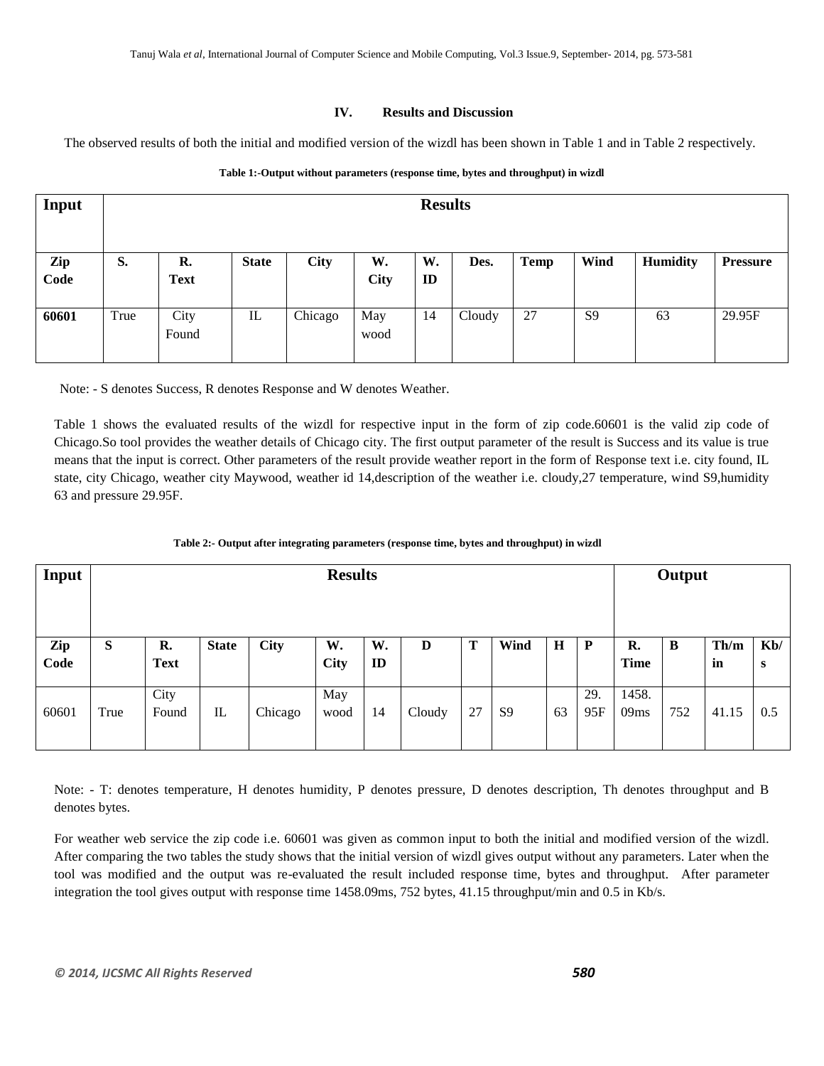## IV. Results and Discussion

The observed results of both the initial and modified version of the wizdl has been shown in Table 1 and in Table 2 respectively.

**Table 1:-Output without parameters (response time, bytes and throughput) in wizdl**

| Input | Results | | | | | | | | | | |
|---|---|---|---|---|---|---|---|---|---|---|---|
| **Zip Code** | **S.** | **R. Text** | **State** | **City** | **W. City** | **W. ID** | **Des.** | **Temp** | **Wind** | **Humidity** | **Pressure** |
| **60601** | True | City Found | IL | Chicago | May wood | 14 | Cloudy | 27 | S9 | 63 | 29.95F |

Note: - S denotes Success, R denotes Response and W denotes Weather.

Table 1 shows the evaluated results of the wizdl for respective input in the form of zip code.60601 is the valid zip code of Chicago.So tool provides the weather details of Chicago city. The first output parameter of the result is Success and its value is true means that the input is correct. Other parameters of the result provide weather report in the form of Response text i.e. city found, IL state, city Chicago, weather city Maywood, weather id 14,description of the weather i.e. cloudy,27 temperature, wind S9,humidity 63 and pressure 29.95F.

**Table 2:- Output after integrating parameters (response time, bytes and throughput) in wizdl**

| Input | Results | | | | | | | | | | Output | | | |
|---|---|---|---|---|---|---|---|---|---|---|---|---|---|---|
| **Zip Code** | **S** | **R. Text** | **State** | **City** | **W. City** | **W. ID** | **D** | **T** | **Wind** | **H** | **P** | **R. Time** | **B** | **Th/min** | **Kb/s** |
| 60601 | True | City Found | IL | Chicago | May wood | 14 | Cloudy | 27 | S9 | 63 | 29.95F | 1458.09ms | 752 | 41.15 | 0.5 |

Note: - T: denotes temperature, H denotes humidity, P denotes pressure, D denotes description, Th denotes throughput and B denotes bytes.

For weather web service the zip code i.e. 60601 was given as common input to both the initial and modified version of the wizdl. After comparing the two tables the study shows that the initial version of wizdl gives output without any parameters. Later when the tool was modified and the output was re-evaluated the result included response time, bytes and throughput. After parameter integration the tool gives output with response time 1458.09ms, 752 bytes, 41.15 throughput/min and 0.5 in Kb/s.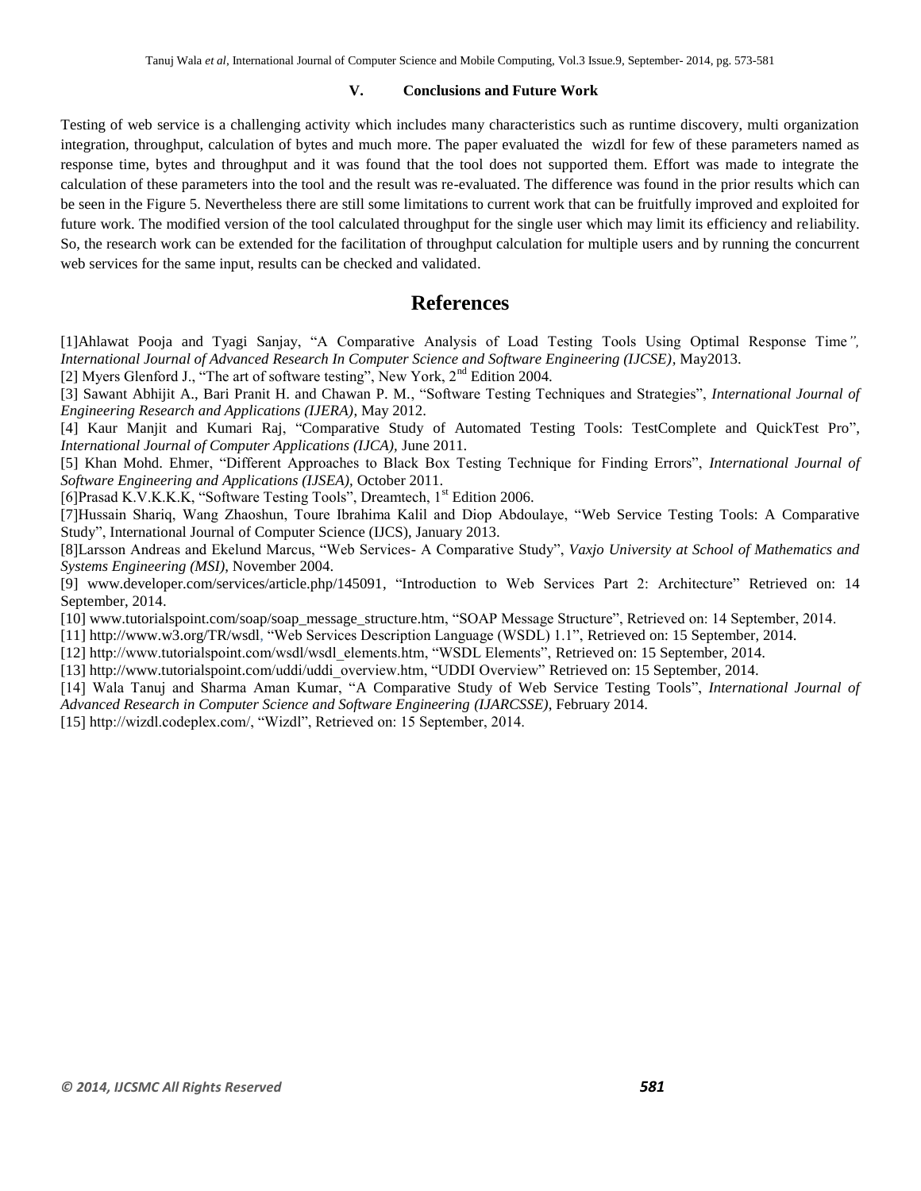### V. Conclusions and Future Work

Testing of web service is a challenging activity which includes many characteristics such as runtime discovery, multi organization integration, throughput, calculation of bytes and much more. The paper evaluated the wizdl for few of these parameters named as response time, bytes and throughput and it was found that the tool does not supported them. Effort was made to integrate the calculation of these parameters into the tool and the result was re-evaluated. The difference was found in the prior results which can be seen in the Figure 5. Nevertheless there are still some limitations to current work that can be fruitfully improved and exploited for future work. The modified version of the tool calculated throughput for the single user which may limit its efficiency and reliability. So, the research work can be extended for the facilitation of throughput calculation for multiple users and by running the concurrent web services for the same input, results can be checked and validated.

## References

[1]Ahlawat Pooja and Tyagi Sanjay, "A Comparative Analysis of Load Testing Tools Using Optimal Response Time*", International Journal of Advanced Research In Computer Science and Software Engineering (IJCSE),* May2013.

[2] Myers Glenford J., "The art of software testing", New York, 2nd Edition 2004.

[3] Sawant Abhijit A., Bari Pranit H. and Chawan P. M., "Software Testing Techniques and Strategies", *International Journal of Engineering Research and Applications (IJERA),* May 2012.

[4] Kaur Manjit and Kumari Raj, "Comparative Study of Automated Testing Tools: TestComplete and QuickTest Pro", *International Journal of Computer Applications (IJCA),* June 2011.

[5] Khan Mohd. Ehmer, "Different Approaches to Black Box Testing Technique for Finding Errors", *International Journal of Software Engineering and Applications (IJSEA),* October 2011.

[6]Prasad K.V.K.K.K, "Software Testing Tools", Dreamtech, 1st Edition 2006.

[7]Hussain Shariq, Wang Zhaoshun, Toure Ibrahima Kalil and Diop Abdoulaye, "Web Service Testing Tools: A Comparative Study", International Journal of Computer Science (IJCS), January 2013.

[8]Larsson Andreas and Ekelund Marcus, "Web Services- A Comparative Study", *Vaxjo University at School of Mathematics and Systems Engineering (MSI)*, November 2004.

[9] www.developer.com/services/article.php/145091, "Introduction to Web Services Part 2: Architecture" Retrieved on: 14 September, 2014.

[10] www.tutorialspoint.com/soap/soap_message_structure.htm, "SOAP Message Structure", Retrieved on: 14 September, 2014.

[11] http://www.w3.org/TR/wsdl, "Web Services Description Language (WSDL) 1.1", Retrieved on: 15 September, 2014.

[12] http://www.tutorialspoint.com/wsdl/wsdl_elements.htm, "WSDL Elements", Retrieved on: 15 September, 2014.

[13] http://www.tutorialspoint.com/uddi/uddi_overview.htm, "UDDI Overview" Retrieved on: 15 September, 2014.

[14] Wala Tanuj and Sharma Aman Kumar, "A Comparative Study of Web Service Testing Tools", *International Journal of Advanced Research in Computer Science and Software Engineering (IJARCSSE),* February 2014.

[15] http://wizdl.codeplex.com/, "Wizdl", Retrieved on: 15 September, 2014.